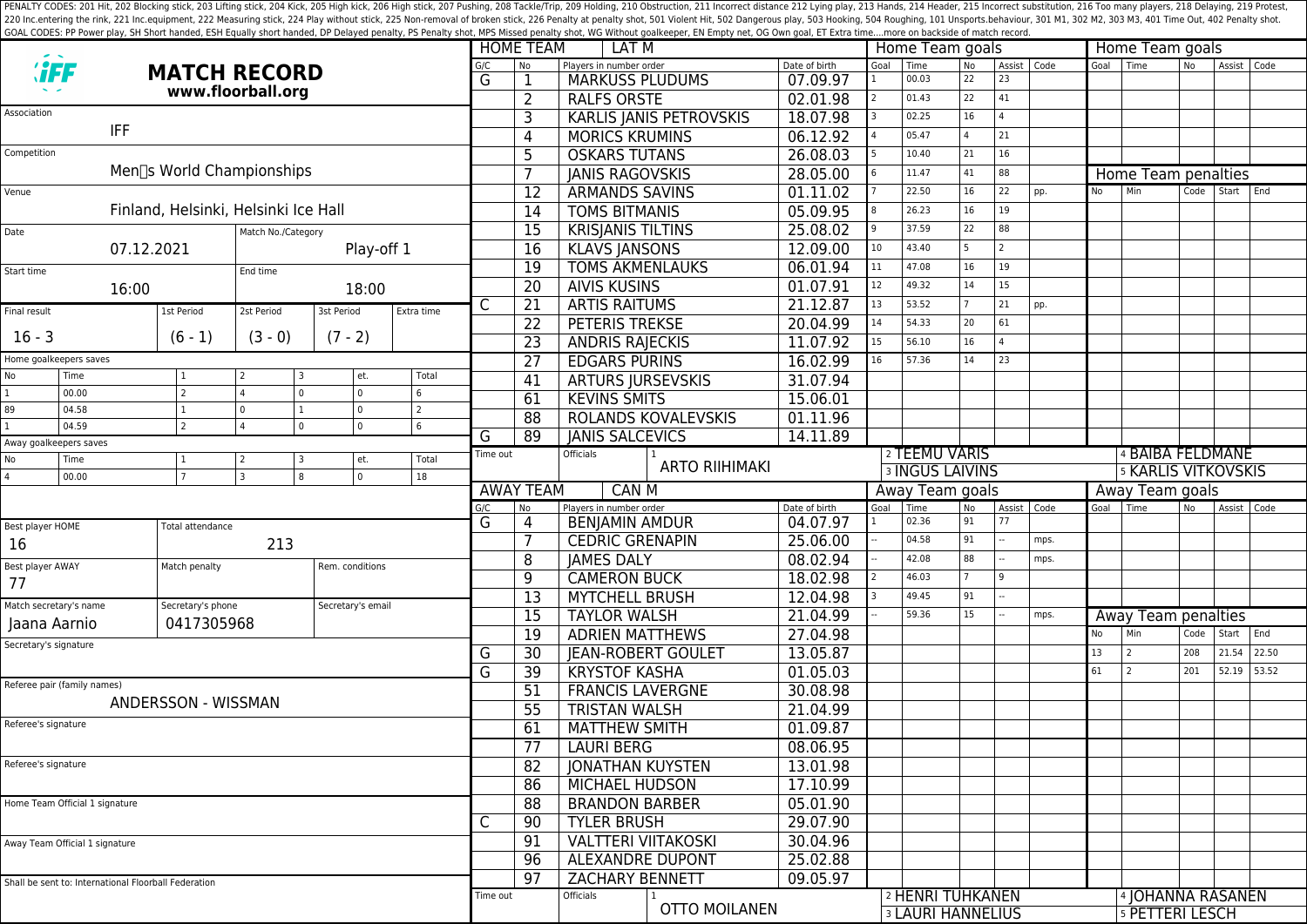PENALTY CODES: 201 Hit, 202 Blocking stick, 203 Lifting stick, 204 Kick, 205 High kick, 206 High stick, 207 Pushing, 208 Tackle/Trip, 209 Holding, 210 Obstruction, 211 Incorrect distance 212 Lying play, 213 Hands, 214 Header, 215 Incorrect substitution, 216 Too many players, 218 Delaying, 219 Protest, 220 Inc.entering the rink, 221 Inc.equipment, 222 Measuring stick, 224 Play without stick, 225 Non-removal of broken stick, 226 Penalty at penalty shot, 501 Violent Hit, 502 Dangerous play, 503 Hooking, 504 Roughing, 101 Unsports.behaviour, 301 M1, 302 M2, 303 M3, 401 Time Out, 402 Penalty shot.
GOAL CODES: PP Power play, SH Short handed, ESH Equally short handed, DP Delayed penalty, PS Penalty shot, MPS Missed penalty shot, WG Without goalkeeper, EN Empty net, OG Own goal, ET Extra time....more on backside of match record.

# MATCH RECORD

**www.floorball.org**

| Field | Value |
|---|---|
| Association | IFF |
| Competition | Men's World Championships |
| Venue | Finland, Helsinki, Helsinki Ice Hall |
| Date | 07.12.2021 |
| Match No./Category | Play-off 1 |
| Start time | 16:00 |
| End time | 18:00 |

| Final result | 1st Period | 2st Period | 3st Period | Extra time |
|---|---|---|---|---|
| 16 - 3 | (6 - 1) | (3 - 0) | (7 - 2) | |

**Home goalkeepers saves**

| No | Time | 1 | 2 | 3 | et. | Total |
|---|---|---|---|---|---|---|
| 1 | 00.00 | 2 | 4 | 0 | 0 | 6 |
| 89 | 04.58 | 1 | 0 | 1 | 0 | 2 |
| 1 | 04.59 | 2 | 4 | 0 | 0 | 6 |

**Away goalkeepers saves**

| No | Time | 1 | 2 | 3 | et. | Total |
|---|---|---|---|---|---|---|
| 4 | 00.00 | 7 | 3 | 8 | 0 | 18 |

| Field | Value |
|---|---|
| Best player HOME | 16 |
| Total attendance | 213 |
| Best player AWAY | 77 |
| Match penalty | |
| Rem. conditions | |
| Match secretary's name | Jaana Aarnio |
| Secretary's phone | 0417305968 |
| Secretary's email | |
| Secretary's signature | |
| Referee pair (family names) | ANDERSSON - WISSMAN |
| Referee's signature | |
| Referee's signature | |
| Home Team Official 1 signature | |
| Away Team Official 1 signature | |

Shall be sent to: International Floorball Federation

## HOME TEAM: LAT M

| G/C | No | Players in number order | Date of birth |
|---|---|---|---|
| G | 1 | MARKUSS PLUDUMS | 07.09.97 |
| | 2 | RALFS ORSTE | 02.01.98 |
| | 3 | KARLIS JANIS PETROVSKIS | 18.07.98 |
| | 4 | MORICS KRUMINS | 06.12.92 |
| | 5 | OSKARS TUTANS | 26.08.03 |
| | 7 | JANIS RAGOVSKIS | 28.05.00 |
| | 12 | ARMANDS SAVINS | 01.11.02 |
| | 14 | TOMS BITMANIS | 05.09.95 |
| | 15 | KRISJANIS TILTINS | 25.08.02 |
| | 16 | KLAVS JANSONS | 12.09.00 |
| | 19 | TOMS AKMENLAUKS | 06.01.94 |
| | 20 | AIVIS KUSINS | 01.07.91 |
| C | 21 | ARTIS RAITUMS | 21.12.87 |
| | 22 | PETERIS TREKSE | 20.04.99 |
| | 23 | ANDRIS RAJECKIS | 11.07.92 |
| | 27 | EDGARS PURINS | 16.02.99 |
| | 41 | ARTURS JURSEVSKIS | 31.07.94 |
| | 61 | KEVINS SMITS | 15.06.01 |
| | 88 | ROLANDS KOVALEVSKIS | 01.11.96 |
| G | 89 | JANIS SALCEVICS | 14.11.89 |

Time out:

Officials: 1 ARTO RIIHIMAKI, 2 TEEMU VARIS, 3 INGUS LAIVINS, 4 BAIBA FELDMANE, 5 KARLIS VITKOVSKIS

**Home Team goals**

| Goal | Time | No | Assist | Code |
|---|---|---|---|---|
| 1 | 00.03 | 22 | 23 | |
| 2 | 01.43 | 22 | 41 | |
| 3 | 02.25 | 16 | 4 | |
| 4 | 05.47 | 4 | 21 | |
| 5 | 10.40 | 21 | 16 | |
| 6 | 11.47 | 41 | 88 | |
| 7 | 22.50 | 16 | 22 | pp. |
| 8 | 26.23 | 16 | 19 | |
| 9 | 37.59 | 22 | 88 | |
| 10 | 43.40 | 5 | 2 | |
| 11 | 47.08 | 16 | 19 | |
| 12 | 49.32 | 14 | 15 | |
| 13 | 53.52 | 7 | 21 | pp. |
| 14 | 54.33 | 20 | 61 | |
| 15 | 56.10 | 16 | 4 | |
| 16 | 57.36 | 14 | 23 | |

**Home Team penalties**

| No | Min | Code | Start | End |
|---|---|---|---|---|
| | | | | |

## AWAY TEAM: CAN M

| G/C | No | Players in number order | Date of birth |
|---|---|---|---|
| G | 4 | BENJAMIN AMDUR | 04.07.97 |
| | 7 | CEDRIC GRENAPIN | 25.06.00 |
| | 8 | JAMES DALY | 08.02.94 |
| | 9 | CAMERON BUCK | 18.02.98 |
| | 13 | MYTCHELL BRUSH | 12.04.98 |
| | 15 | TAYLOR WALSH | 21.04.99 |
| | 19 | ADRIEN MATTHEWS | 27.04.98 |
| G | 30 | JEAN-ROBERT GOULET | 13.05.87 |
| G | 39 | KRYSTOF KASHA | 01.05.03 |
| | 51 | FRANCIS LAVERGNE | 30.08.98 |
| | 55 | TRISTAN WALSH | 21.04.99 |
| | 61 | MATTHEW SMITH | 01.09.87 |
| | 77 | LAURI BERG | 08.06.95 |
| | 82 | JONATHAN KUYSTEN | 13.01.98 |
| | 86 | MICHAEL HUDSON | 17.10.99 |
| | 88 | BRANDON BARBER | 05.01.90 |
| C | 90 | TYLER BRUSH | 29.07.90 |
| | 91 | VALTTERI VIITAKOSKI | 30.04.96 |
| | 96 | ALEXANDRE DUPONT | 25.02.88 |
| | 97 | ZACHARY BENNETT | 09.05.97 |

Time out:

Officials: 1 OTTO MOILANEN, 2 HENRI TUHKANEN, 3 LAURI HANNELIUS, 4 JOHANNA RASANEN, 5 PETTERI LESCH

**Away Team goals**

| Goal | Time | No | Assist | Code |
|---|---|---|---|---|
| 1 | 02.36 | 91 | 77 | |
| -- | 04.58 | 91 | -- | mps. |
| -- | 42.08 | 88 | -- | mps. |
| 2 | 46.03 | 7 | 9 | |
| 3 | 49.45 | 91 | -- | |
| -- | 59.36 | 15 | -- | mps. |

**Away Team penalties**

| No | Min | Code | Start | End |
|---|---|---|---|---|
| 13 | 2 | 208 | 21.54 | 22.50 |
| 61 | 2 | 201 | 52.19 | 53.52 |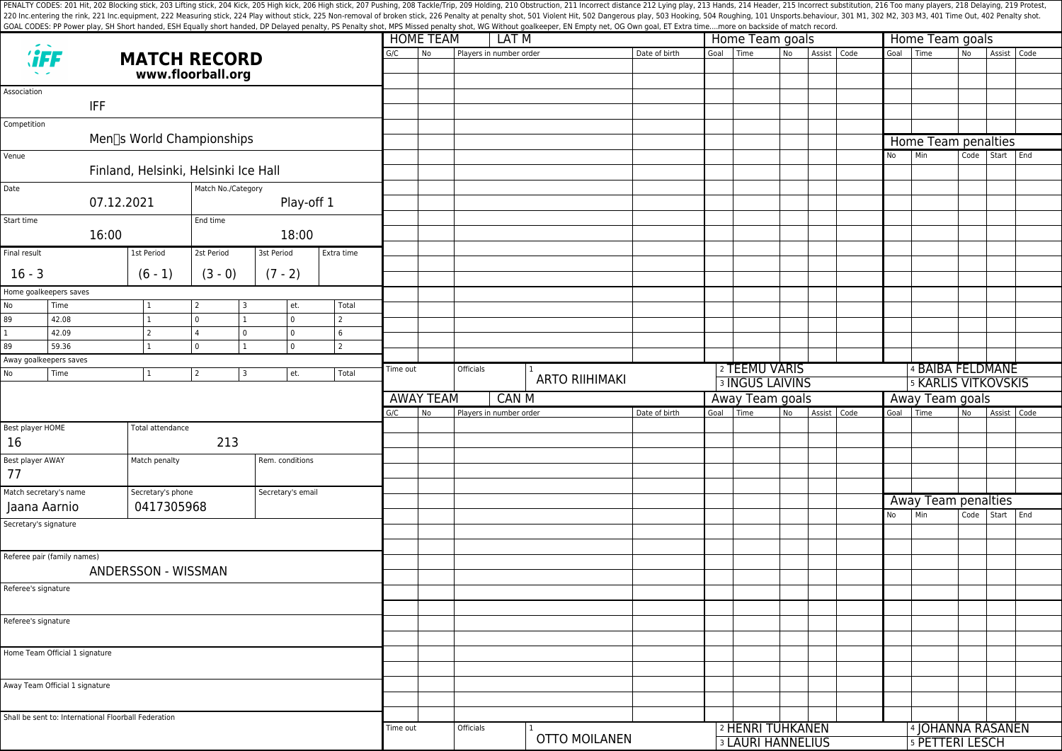PENALTY CODES: 201 Hit, 202 Blocking stick, 203 Lifting stick, 204 Kick, 205 High kick, 206 High stick, 207 Pushing, 208 Tackle/Trip, 209 Holding, 210 Obstruction, 211 Incorrect distance 212 Lying play, 213 Hands, 214 Header, 215 Incorrect substitution, 216 Too many players, 218 Delaying, 219 Protest, 220 Inc.entering the rink, 221 Inc.equipment, 222 Measuring stick, 224 Play without stick, 225 Non-removal of broken stick, 226 Penalty at penalty shot, 501 Violent Hit, 502 Dangerous play, 503 Hooking, 504 Roughing, 101 Unsports.behaviour, 301 M1, 302 M2, 303 M3, 401 Time Out, 402 Penalty shot.
GOAL CODES: PP Power play, SH Short handed, ESH Equally short handed, DP Delayed penalty, PS Penalty shot, MPS Missed penalty shot, WG Without goalkeeper, EN Empty net, OG Own goal, ET Extra time....more on backside of match record.

# MATCH RECORD
**www.floorball.org**

| Field | Value |
|---|---|
| Association | IFF |
| Competition | Men's World Championships |
| Venue | Finland, Helsinki, Helsinki Ice Hall |
| Date | 07.12.2021 |
| Match No./Category | Play-off 1 |
| Start time | 16:00 |
| End time | 18:00 |

| Final result | 1st Period | 2st Period | 3st Period | Extra time |
|---|---|---|---|---|
| 16 - 3 | (6 - 1) | (3 - 0) | (7 - 2) | |

Home goalkeepers saves

| No | Time | 1 | 2 | 3 | et. | Total |
|---|---|---|---|---|---|---|
| 89 | 42.08 | 1 | 0 | 1 | 0 | 2 |
| 1 | 42.09 | 2 | 4 | 0 | 0 | 6 |
| 89 | 59.36 | 1 | 0 | 1 | 0 | 2 |

Away goalkeepers saves

| No | Time | 1 | 2 | 3 | et. | Total |
|---|---|---|---|---|---|---|
| | | | | | | |

| Field | Value |
|---|---|
| Best player HOME | 16 |
| Total attendance | 213 |
| Best player AWAY | 77 |
| Match penalty | |
| Rem. conditions | |
| Match secretary's name | Jaana Aarnio |
| Secretary's phone | 0417305968 |
| Secretary's email | |
| Secretary's signature | |
| Referee pair (family names) | ANDERSSON - WISSMAN |
| Referee's signature | |
| Referee's signature | |
| Home Team Official 1 signature | |
| Away Team Official 1 signature | |

Shall be sent to: International Floorball Federation

## HOME TEAM: LAT M

| G/C | No | Players in number order | Date of birth |
|---|---|---|---|
| | | | |

### Home Team goals

| Goal | Time | No | Assist | Code |
|---|---|---|---|---|
| | | | | |

### Home Team penalties

| No | Min | Code | Start | End |
|---|---|---|---|---|
| | | | | |

Time out:

Officials: 1 ARTO RIIHIMAKI, 2 TEEMU VARIS, 3 INGUS LAIVINS, 4 BAIBA FELDMANE, 5 KARLIS VITKOVSKIS

## AWAY TEAM: CAN M

| G/C | No | Players in number order | Date of birth |
|---|---|---|---|
| | | | |

### Away Team goals

| Goal | Time | No | Assist | Code |
|---|---|---|---|---|
| | | | | |

### Away Team penalties

| No | Min | Code | Start | End |
|---|---|---|---|---|
| | | | | |

Time out:

Officials: 1 OTTO MOILANEN, 2 HENRI TUHKANEN, 3 LAURI HANNELIUS, 4 JOHANNA RASANEN, 5 PETTERI LESCH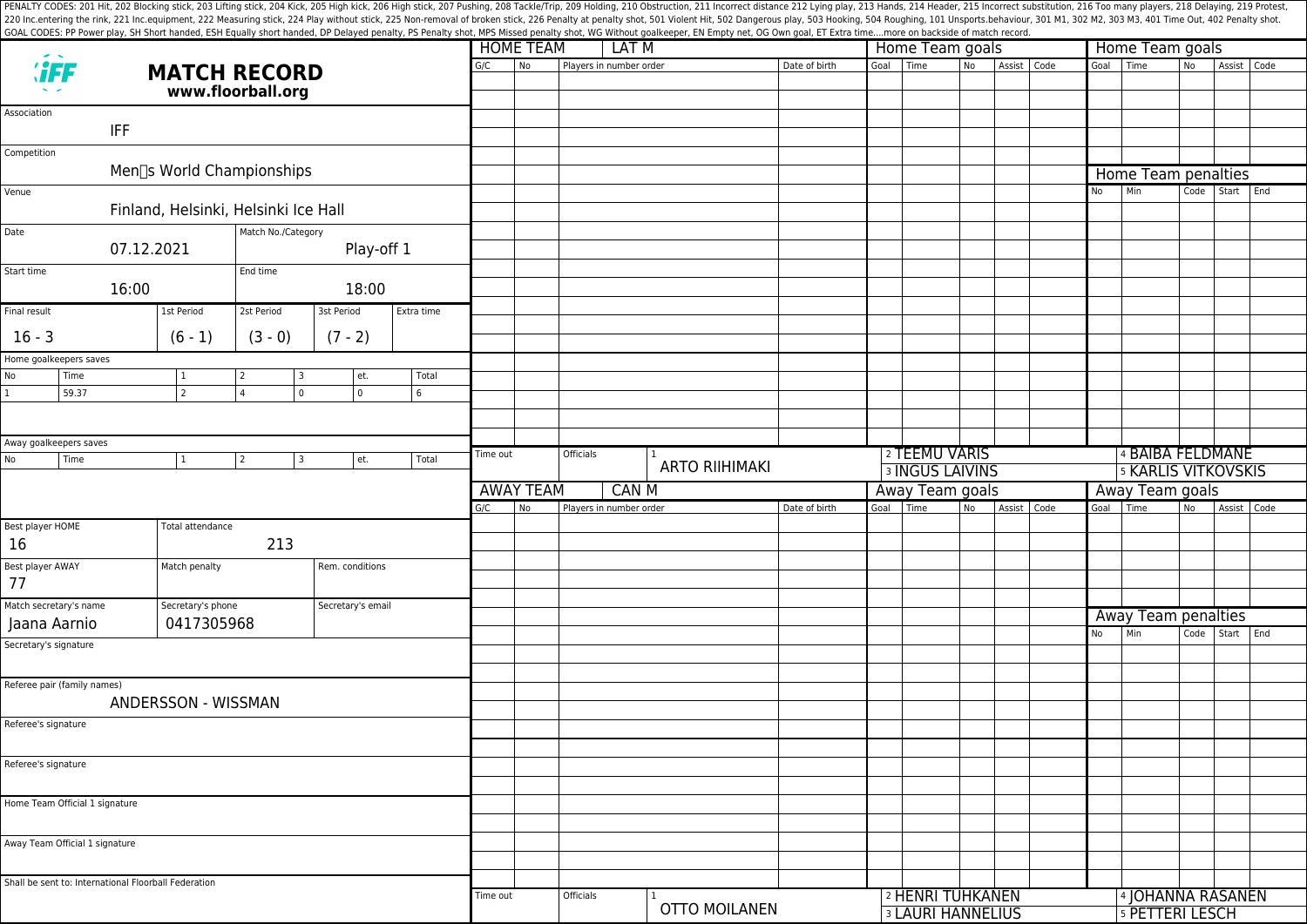PENALTY CODES: 201 Hit, 202 Blocking stick, 203 Lifting stick, 204 Kick, 205 High kick, 206 High stick, 207 Pushing, 208 Tackle/Trip, 209 Holding, 210 Obstruction, 211 Incorrect distance 212 Lying play, 213 Hands, 214 Header, 215 Incorrect substitution, 216 Too many players, 218 Delaying, 219 Protest, 220 Inc.entering the rink, 221 Inc.equipment, 222 Measuring stick, 224 Play without stick, 225 Non-removal of broken stick, 226 Penalty at penalty shot, 501 Violent Hit, 502 Dangerous play, 503 Hooking, 504 Roughing, 101 Unsports.behaviour, 301 M1, 302 M2, 303 M3, 401 Time Out, 402 Penalty shot.
GOAL CODES: PP Power play, SH Short handed, ESH Equally short handed, DP Delayed penalty, PS Penalty shot, MPS Missed penalty shot, WG Without goalkeeper, EN Empty net, OG Own goal, ET Extra time....more on backside of match record.

# MATCH RECORD
**www.floorball.org**

| | |
|---|---|
| Association | IFF |
| Competition | Men's World Championships |
| Venue | Finland, Helsinki, Helsinki Ice Hall |
| Date | 07.12.2021 |
| Match No./Category | Play-off 1 |
| Start time | 16:00 |
| End time | 18:00 |

| Final result | 1st Period | 2st Period | 3st Period | Extra time |
|---|---|---|---|---|
| 16 - 3 | (6 - 1) | (3 - 0) | (7 - 2) | |

Home goalkeepers saves

| No | Time | 1 | 2 | 3 | et. | Total |
|---|---|---|---|---|---|---|
| 1 | 59.37 | 2 | 4 | 0 | 0 | 6 |

Away goalkeepers saves

| No | Time | 1 | 2 | 3 | et. | Total |
|---|---|---|---|---|---|---|
| | | | | | | |

| | |
|---|---|
| Best player HOME | 16 |
| Total attendance | 213 |
| Best player AWAY | 77 |
| Match penalty | |
| Rem. conditions | |
| Match secretary's name | Jaana Aarnio |
| Secretary's phone | 0417305968 |
| Secretary's email | |
| Secretary's signature | |
| Referee pair (family names) | ANDERSSON - WISSMAN |
| Referee's signature | |
| Referee's signature | |
| Home Team Official 1 signature | |
| Away Team Official 1 signature | |

Shall be sent to: International Floorball Federation

## HOME TEAM LAT M

| G/C | No | Players in number order | Date of birth |
|---|---|---|---|
| | | | |

Home Team goals

| Goal | Time | No | Assist | Code |
|---|---|---|---|---|
| | | | | |

Home Team penalties

| No | Min | Code | Start | End |
|---|---|---|---|---|
| | | | | |

| Time out | Officials | | |
|---|---|---|---|
| | 1 ARTO RIIHIMAKI | 2 TEEMU VARIS | 4 BAIBA FELDMANE |
| | | 3 INGUS LAIVINS | 5 KARLIS VITKOVSKIS |

## AWAY TEAM CAN M

| G/C | No | Players in number order | Date of birth |
|---|---|---|---|
| | | | |

Away Team goals

| Goal | Time | No | Assist | Code |
|---|---|---|---|---|
| | | | | |

Away Team penalties

| No | Min | Code | Start | End |
|---|---|---|---|---|
| | | | | |

| Time out | Officials | | |
|---|---|---|---|
| | 1 OTTO MOILANEN | 2 HENRI TUHKANEN | 4 JOHANNA RASANEN |
| | | 3 LAURI HANNELIUS | 5 PETTERI LESCH |